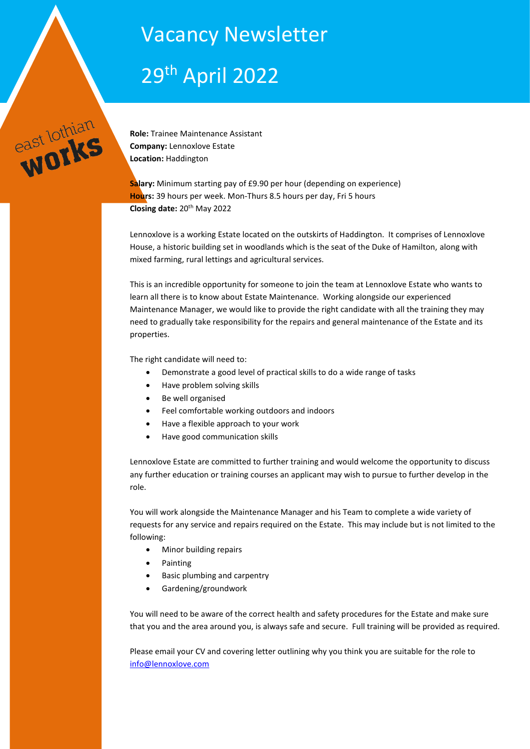# Vacancy Newsletter

# 29th April 2022

east lothian **works**

**Role:** Trainee Maintenance Assistant
**Company:** Lennoxlove Estate
**Location:** Haddington

**Salary:** Minimum starting pay of £9.90 per hour (depending on experience)
**Hours:** 39 hours per week. Mon-Thurs 8.5 hours per day, Fri 5 hours
**Closing date:** 20th May 2022

Lennoxlove is a working Estate located on the outskirts of Haddington. It comprises of Lennoxlove House, a historic building set in woodlands which is the seat of the Duke of Hamilton, along with mixed farming, rural lettings and agricultural services.

This is an incredible opportunity for someone to join the team at Lennoxlove Estate who wants to learn all there is to know about Estate Maintenance. Working alongside our experienced Maintenance Manager, we would like to provide the right candidate with all the training they may need to gradually take responsibility for the repairs and general maintenance of the Estate and its properties.

The right candidate will need to:

- Demonstrate a good level of practical skills to do a wide range of tasks
- Have problem solving skills
- Be well organised
- Feel comfortable working outdoors and indoors
- Have a flexible approach to your work
- Have good communication skills

Lennoxlove Estate are committed to further training and would welcome the opportunity to discuss any further education or training courses an applicant may wish to pursue to further develop in the role.

You will work alongside the Maintenance Manager and his Team to complete a wide variety of requests for any service and repairs required on the Estate. This may include but is not limited to the following:

- Minor building repairs
- Painting
- Basic plumbing and carpentry
- Gardening/groundwork

You will need to be aware of the correct health and safety procedures for the Estate and make sure that you and the area around you, is always safe and secure. Full training will be provided as required.

Please email your CV and covering letter outlining why you think you are suitable for the role to info@lennoxlove.com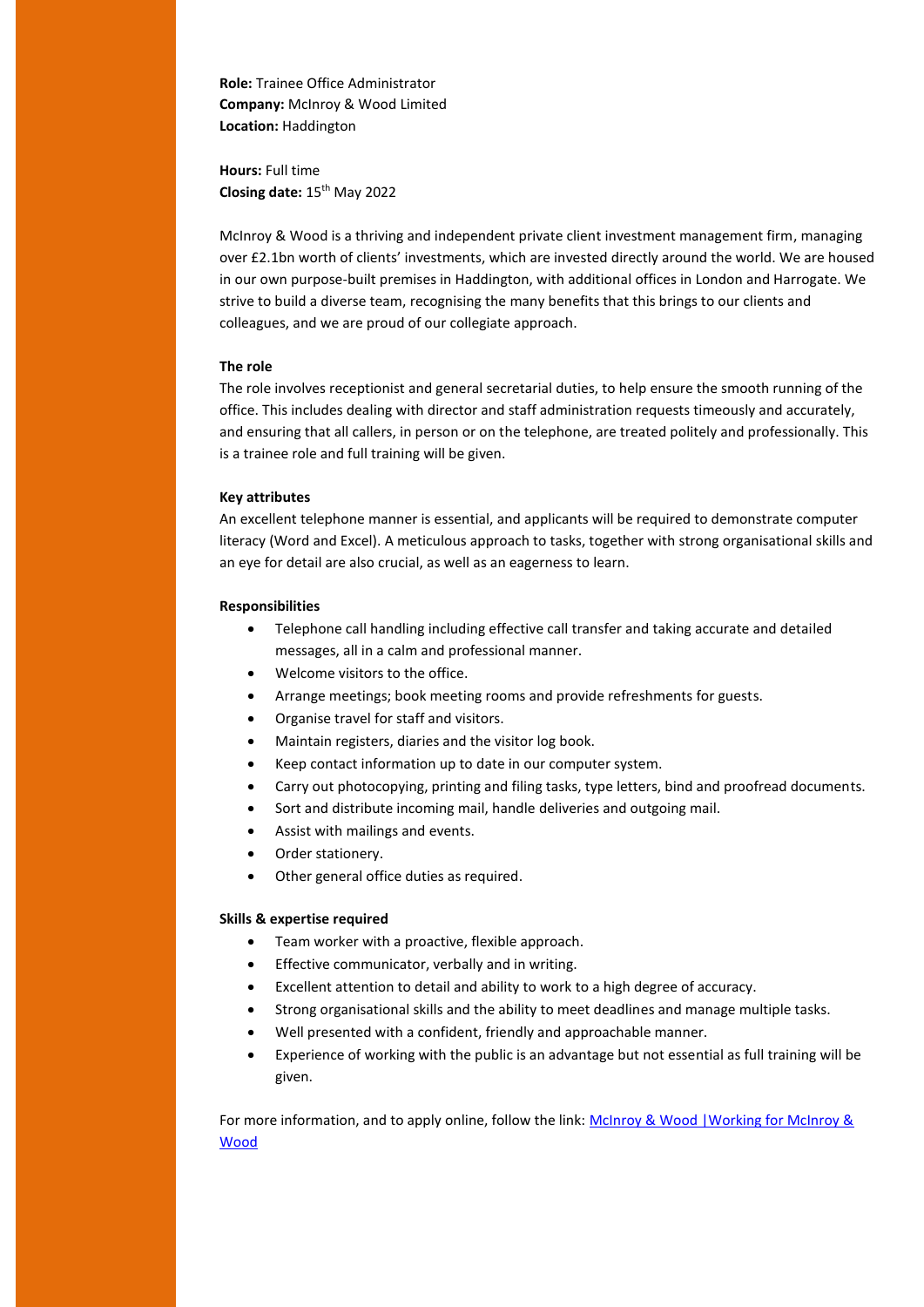**Role:** Trainee Office Administrator
**Company:** McInroy & Wood Limited
**Location:** Haddington

**Hours:** Full time
**Closing date:** 15th May 2022

McInroy & Wood is a thriving and independent private client investment management firm, managing over £2.1bn worth of clients' investments, which are invested directly around the world. We are housed in our own purpose-built premises in Haddington, with additional offices in London and Harrogate. We strive to build a diverse team, recognising the many benefits that this brings to our clients and colleagues, and we are proud of our collegiate approach.

**The role**

The role involves receptionist and general secretarial duties, to help ensure the smooth running of the office. This includes dealing with director and staff administration requests timeously and accurately, and ensuring that all callers, in person or on the telephone, are treated politely and professionally. This is a trainee role and full training will be given.

**Key attributes**

An excellent telephone manner is essential, and applicants will be required to demonstrate computer literacy (Word and Excel). A meticulous approach to tasks, together with strong organisational skills and an eye for detail are also crucial, as well as an eagerness to learn.

**Responsibilities**

- Telephone call handling including effective call transfer and taking accurate and detailed messages, all in a calm and professional manner.
- Welcome visitors to the office.
- Arrange meetings; book meeting rooms and provide refreshments for guests.
- Organise travel for staff and visitors.
- Maintain registers, diaries and the visitor log book.
- Keep contact information up to date in our computer system.
- Carry out photocopying, printing and filing tasks, type letters, bind and proofread documents.
- Sort and distribute incoming mail, handle deliveries and outgoing mail.
- Assist with mailings and events.
- Order stationery.
- Other general office duties as required.

**Skills & expertise required**

- Team worker with a proactive, flexible approach.
- Effective communicator, verbally and in writing.
- Excellent attention to detail and ability to work to a high degree of accuracy.
- Strong organisational skills and the ability to meet deadlines and manage multiple tasks.
- Well presented with a confident, friendly and approachable manner.
- Experience of working with the public is an advantage but not essential as full training will be given.

For more information, and to apply online, follow the link: [McInroy & Wood |Working for McInroy & Wood]()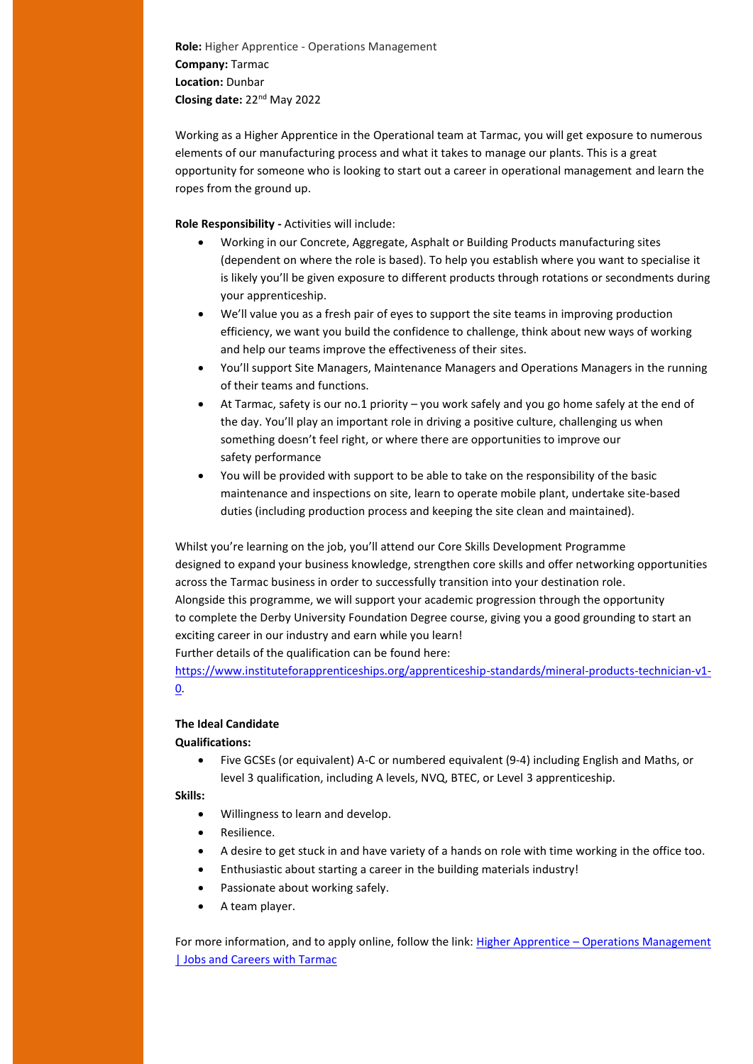**Role:** Higher Apprentice - Operations Management
**Company:** Tarmac
**Location:** Dunbar
**Closing date:** 22nd May 2022

Working as a Higher Apprentice in the Operational team at Tarmac, you will get exposure to numerous elements of our manufacturing process and what it takes to manage our plants. This is a great opportunity for someone who is looking to start out a career in operational management and learn the ropes from the ground up.

**Role Responsibility -** Activities will include:

- Working in our Concrete, Aggregate, Asphalt or Building Products manufacturing sites (dependent on where the role is based). To help you establish where you want to specialise it is likely you'll be given exposure to different products through rotations or secondments during your apprenticeship.
- We'll value you as a fresh pair of eyes to support the site teams in improving production efficiency, we want you build the confidence to challenge, think about new ways of working and help our teams improve the effectiveness of their sites.
- You'll support Site Managers, Maintenance Managers and Operations Managers in the running of their teams and functions.
- At Tarmac, safety is our no.1 priority – you work safely and you go home safely at the end of the day. You'll play an important role in driving a positive culture, challenging us when something doesn't feel right, or where there are opportunities to improve our safety performance
- You will be provided with support to be able to take on the responsibility of the basic maintenance and inspections on site, learn to operate mobile plant, undertake site-based duties (including production process and keeping the site clean and maintained).

Whilst you're learning on the job, you'll attend our Core Skills Development Programme designed to expand your business knowledge, strengthen core skills and offer networking opportunities across the Tarmac business in order to successfully transition into your destination role.
Alongside this programme, we will support your academic progression through the opportunity to complete the Derby University Foundation Degree course, giving you a good grounding to start an exciting career in our industry and earn while you learn!
Further details of the qualification can be found here:
[https://www.instituteforapprenticeships.org/apprenticeship-standards/mineral-products-technician-v1-0](https://www.instituteforapprenticeships.org/apprenticeship-standards/mineral-products-technician-v1-0).

**The Ideal Candidate**

**Qualifications:**

- Five GCSEs (or equivalent) A-C or numbered equivalent (9-4) including English and Maths, or level 3 qualification, including A levels, NVQ, BTEC, or Level 3 apprenticeship.

**Skills:**

- Willingness to learn and develop.
- Resilience.
- A desire to get stuck in and have variety of a hands on role with time working in the office too.
- Enthusiastic about starting a career in the building materials industry!
- Passionate about working safely.
- A team player.

For more information, and to apply online, follow the link: Higher Apprentice – Operations Management | Jobs and Careers with Tarmac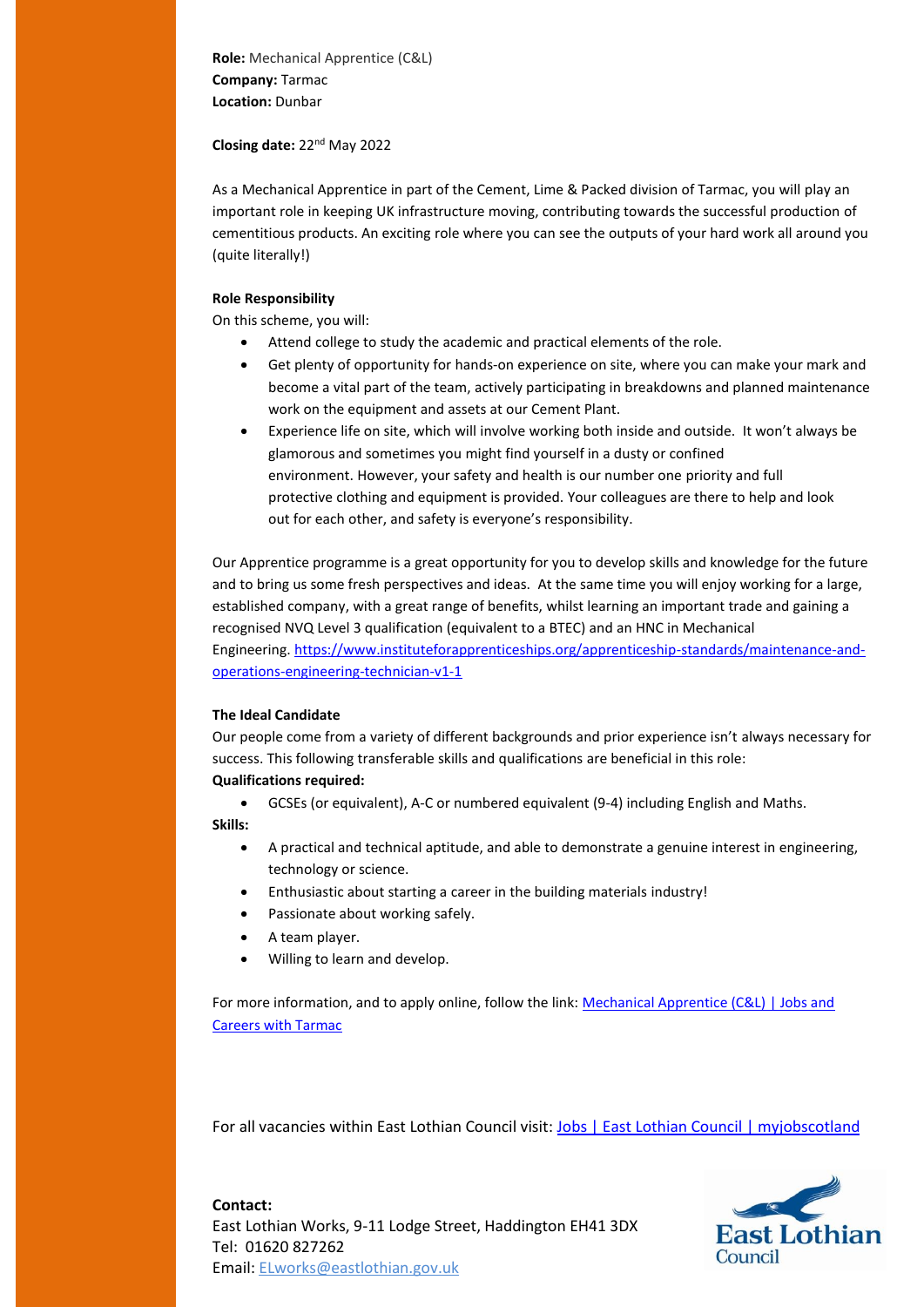**Role:** Mechanical Apprentice (C&L)
**Company:** Tarmac
**Location:** Dunbar

**Closing date:** 22nd May 2022

As a Mechanical Apprentice in part of the Cement, Lime & Packed division of Tarmac, you will play an important role in keeping UK infrastructure moving, contributing towards the successful production of cementitious products. An exciting role where you can see the outputs of your hard work all around you (quite literally!)

**Role Responsibility**

On this scheme, you will:

- Attend college to study the academic and practical elements of the role.
- Get plenty of opportunity for hands-on experience on site, where you can make your mark and become a vital part of the team, actively participating in breakdowns and planned maintenance work on the equipment and assets at our Cement Plant.
- Experience life on site, which will involve working both inside and outside. It won't always be glamorous and sometimes you might find yourself in a dusty or confined environment. However, your safety and health is our number one priority and full protective clothing and equipment is provided. Your colleagues are there to help and look out for each other, and safety is everyone's responsibility.

Our Apprentice programme is a great opportunity for you to develop skills and knowledge for the future and to bring us some fresh perspectives and ideas. At the same time you will enjoy working for a large, established company, with a great range of benefits, whilst learning an important trade and gaining a recognised NVQ Level 3 qualification (equivalent to a BTEC) and an HNC in Mechanical Engineering. https://www.instituteforapprenticeships.org/apprenticeship-standards/maintenance-and-operations-engineering-technician-v1-1

**The Ideal Candidate**

Our people come from a variety of different backgrounds and prior experience isn't always necessary for success. This following transferable skills and qualifications are beneficial in this role:

**Qualifications required:**

- GCSEs (or equivalent), A-C or numbered equivalent (9-4) including English and Maths.

**Skills:**

- A practical and technical aptitude, and able to demonstrate a genuine interest in engineering, technology or science.
- Enthusiastic about starting a career in the building materials industry!
- Passionate about working safely.
- A team player.
- Willing to learn and develop.

For more information, and to apply online, follow the link: Mechanical Apprentice (C&L) | Jobs and Careers with Tarmac

For all vacancies within East Lothian Council visit: Jobs | East Lothian Council | myjobscotland

**Contact:**
East Lothian Works, 9-11 Lodge Street, Haddington EH41 3DX
Tel: 01620 827262
Email: ELworks@eastlothian.gov.uk

East Lothian Council